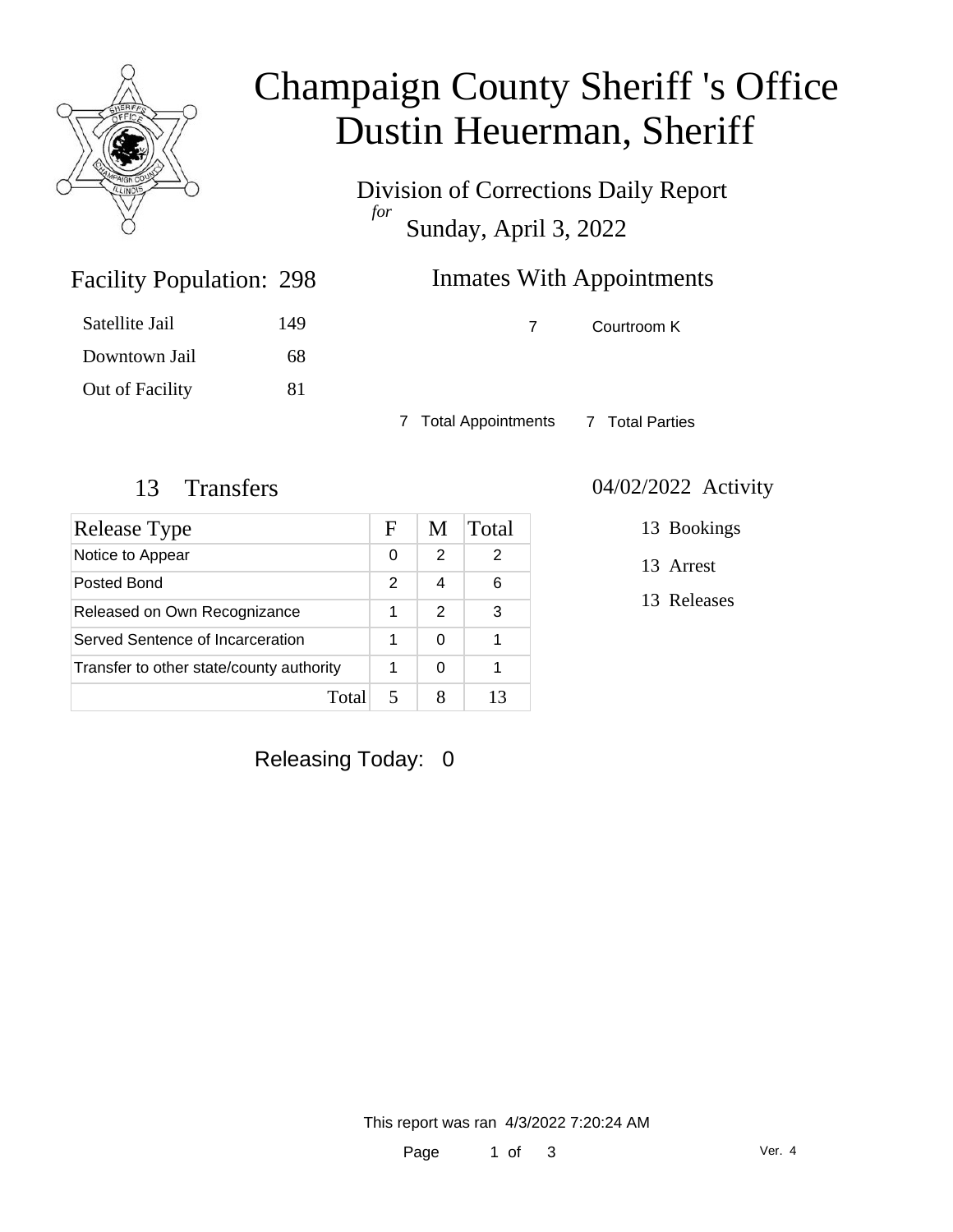# Champaign County Sheriff 's Office
# Dustin Heuerman, Sheriff

Division of Corrections Daily Report
*for*
Sunday, April 3, 2022

## Facility Population: 298

| | |
|---|---|
| Satellite Jail | 149 |
| Downtown Jail | 68 |
| Out of Facility | 81 |

## Inmates With Appointments

| | |
|---|---|
| 7 | Courtroom K |

7 Total Appointments 7 Total Parties

## 13 Transfers

| Release Type | F | M | Total |
|---|---|---|---|
| Notice to Appear | 0 | 2 | 2 |
| Posted Bond | 2 | 4 | 6 |
| Released on Own Recognizance | 1 | 2 | 3 |
| Served Sentence of Incarceration | 1 | 0 | 1 |
| Transfer to other state/county authority | 1 | 0 | 1 |
| Total | 5 | 8 | 13 |

## 04/02/2022 Activity

13 Bookings

13 Arrest

13 Releases

Releasing Today: 0

This report was ran 4/3/2022 7:20:24 AM

Ver. 4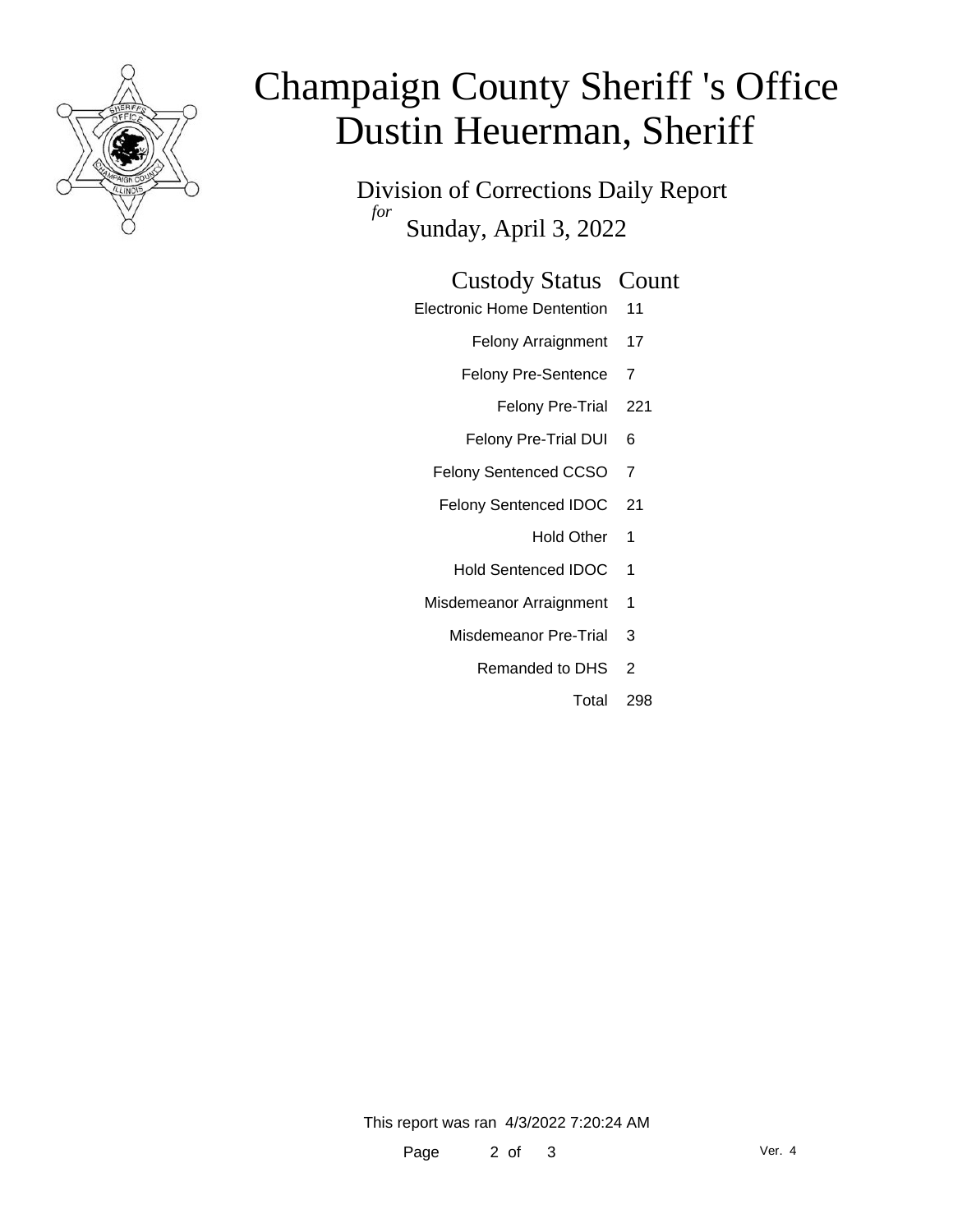# Champaign County Sheriff 's Office
# Dustin Heuerman, Sheriff

Division of Corrections Daily Report

*for*

Sunday, April 3, 2022

| Custody Status | Count |
|---|---|
| Electronic Home Dentention | 11 |
| Felony Arraignment | 17 |
| Felony Pre-Sentence | 7 |
| Felony Pre-Trial | 221 |
| Felony Pre-Trial DUI | 6 |
| Felony Sentenced CCSO | 7 |
| Felony Sentenced IDOC | 21 |
| Hold Other | 1 |
| Hold Sentenced IDOC | 1 |
| Misdemeanor Arraignment | 1 |
| Misdemeanor Pre-Trial | 3 |
| Remanded to DHS | 2 |
| Total | 298 |

This report was ran 4/3/2022 7:20:24 AM

Ver. 4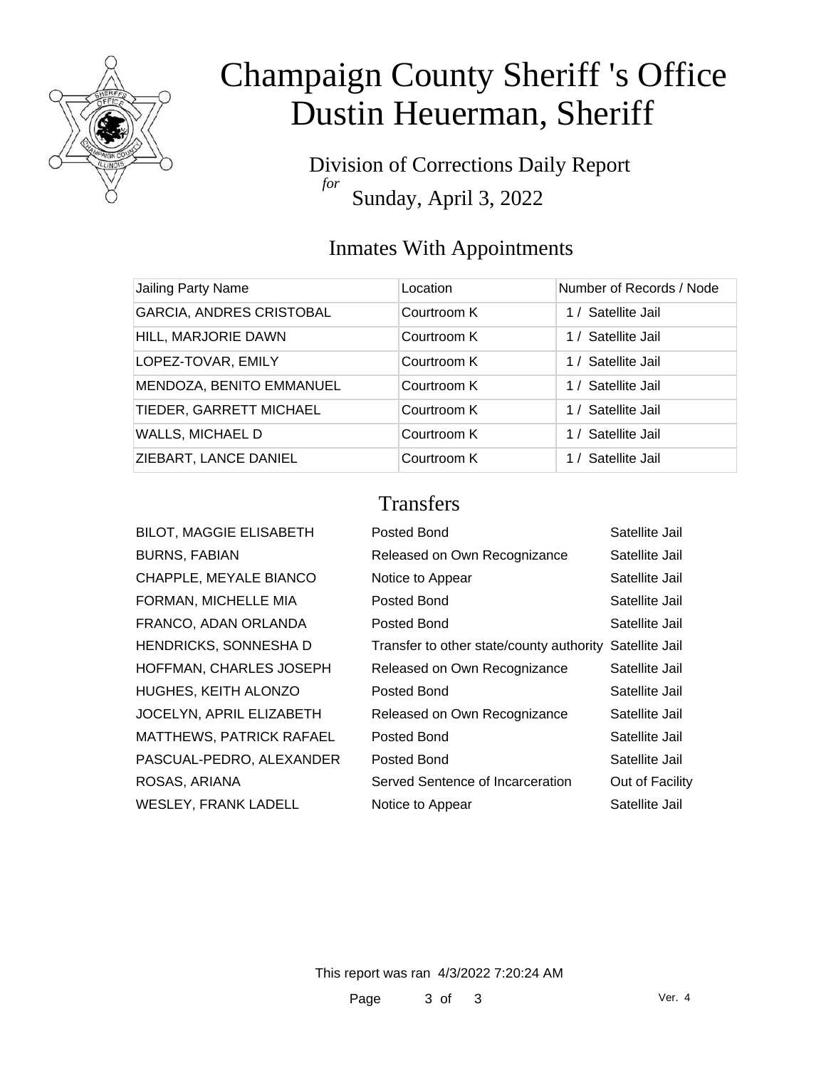# Champaign County Sheriff 's Office
# Dustin Heuerman, Sheriff

Division of Corrections Daily Report
*for*
Sunday, April 3, 2022

## Inmates With Appointments

| Jailing Party Name | Location | Number of Records / Node |
|---|---|---|
| GARCIA, ANDRES CRISTOBAL | Courtroom K | 1 / Satellite Jail |
| HILL, MARJORIE DAWN | Courtroom K | 1 / Satellite Jail |
| LOPEZ-TOVAR, EMILY | Courtroom K | 1 / Satellite Jail |
| MENDOZA, BENITO EMMANUEL | Courtroom K | 1 / Satellite Jail |
| TIEDER, GARRETT MICHAEL | Courtroom K | 1 / Satellite Jail |
| WALLS, MICHAEL D | Courtroom K | 1 / Satellite Jail |
| ZIEBART, LANCE DANIEL | Courtroom K | 1 / Satellite Jail |

## Transfers

| | | |
|---|---|---|
| BILOT, MAGGIE ELISABETH | Posted Bond | Satellite Jail |
| BURNS, FABIAN | Released on Own Recognizance | Satellite Jail |
| CHAPPLE, MEYALE BIANCO | Notice to Appear | Satellite Jail |
| FORMAN, MICHELLE MIA | Posted Bond | Satellite Jail |
| FRANCO, ADAN ORLANDA | Posted Bond | Satellite Jail |
| HENDRICKS, SONNESHA D | Transfer to other state/county authority | Satellite Jail |
| HOFFMAN, CHARLES JOSEPH | Released on Own Recognizance | Satellite Jail |
| HUGHES, KEITH ALONZO | Posted Bond | Satellite Jail |
| JOCELYN, APRIL ELIZABETH | Released on Own Recognizance | Satellite Jail |
| MATTHEWS, PATRICK RAFAEL | Posted Bond | Satellite Jail |
| PASCUAL-PEDRO, ALEXANDER | Posted Bond | Satellite Jail |
| ROSAS, ARIANA | Served Sentence of Incarceration | Out of Facility |
| WESLEY, FRANK LADELL | Notice to Appear | Satellite Jail |

This report was ran 4/3/2022 7:20:24 AM